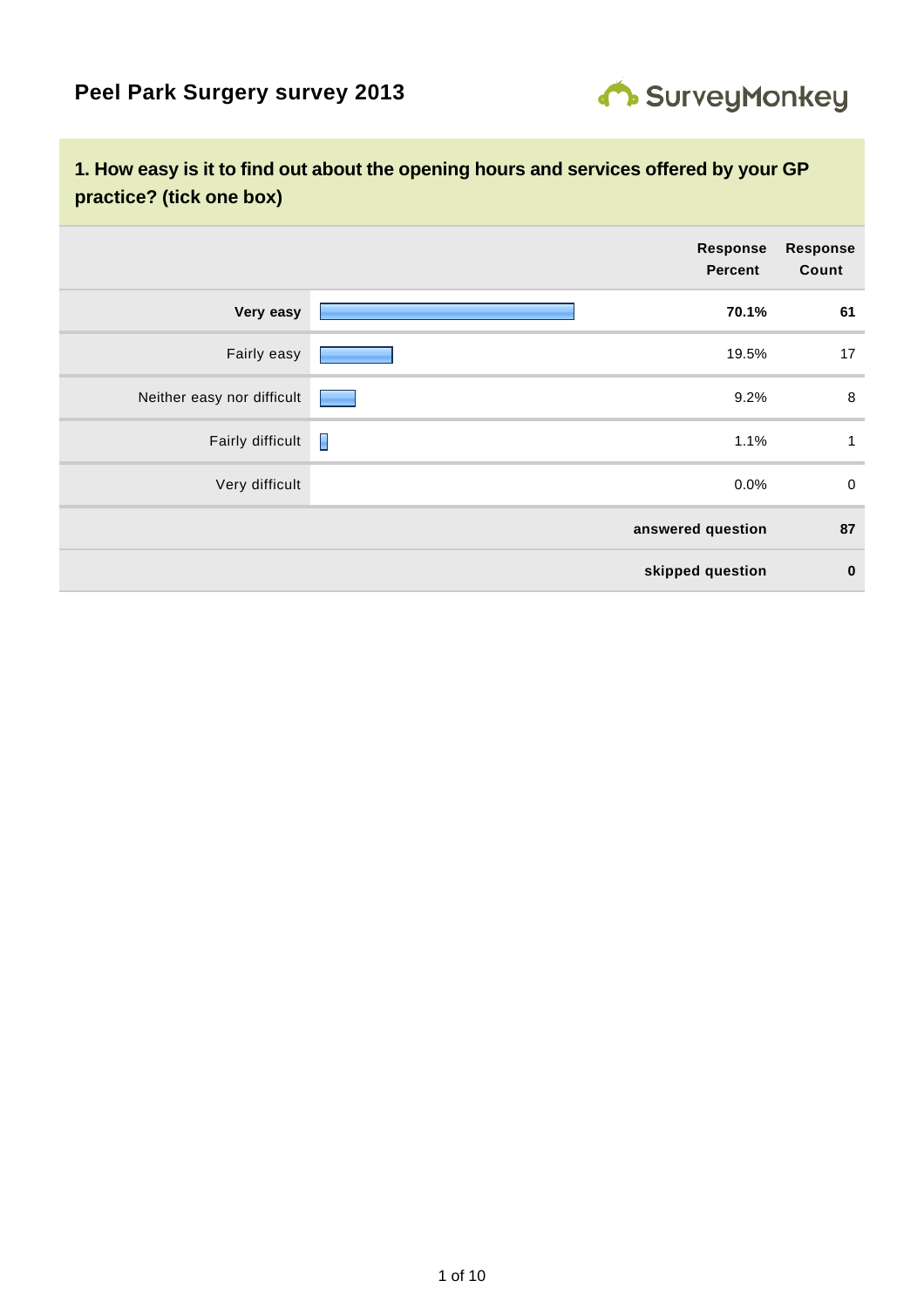# Peel Park Surgery survey 2013

SurveyMonkey

## 1. How easy is it to find out about the opening hours and services offered by your GP practice? (tick one box)

| | Response Percent | Response Count |
|---|---|---|
| **Very easy** | **70.1%** | **61** |
| Fairly easy | 19.5% | 17 |
| Neither easy nor difficult | 9.2% | 8 |
| Fairly difficult | 1.1% | 1 |
| Very difficult | 0.0% | 0 |
| | **answered question** | **87** |
| | **skipped question** | **0** |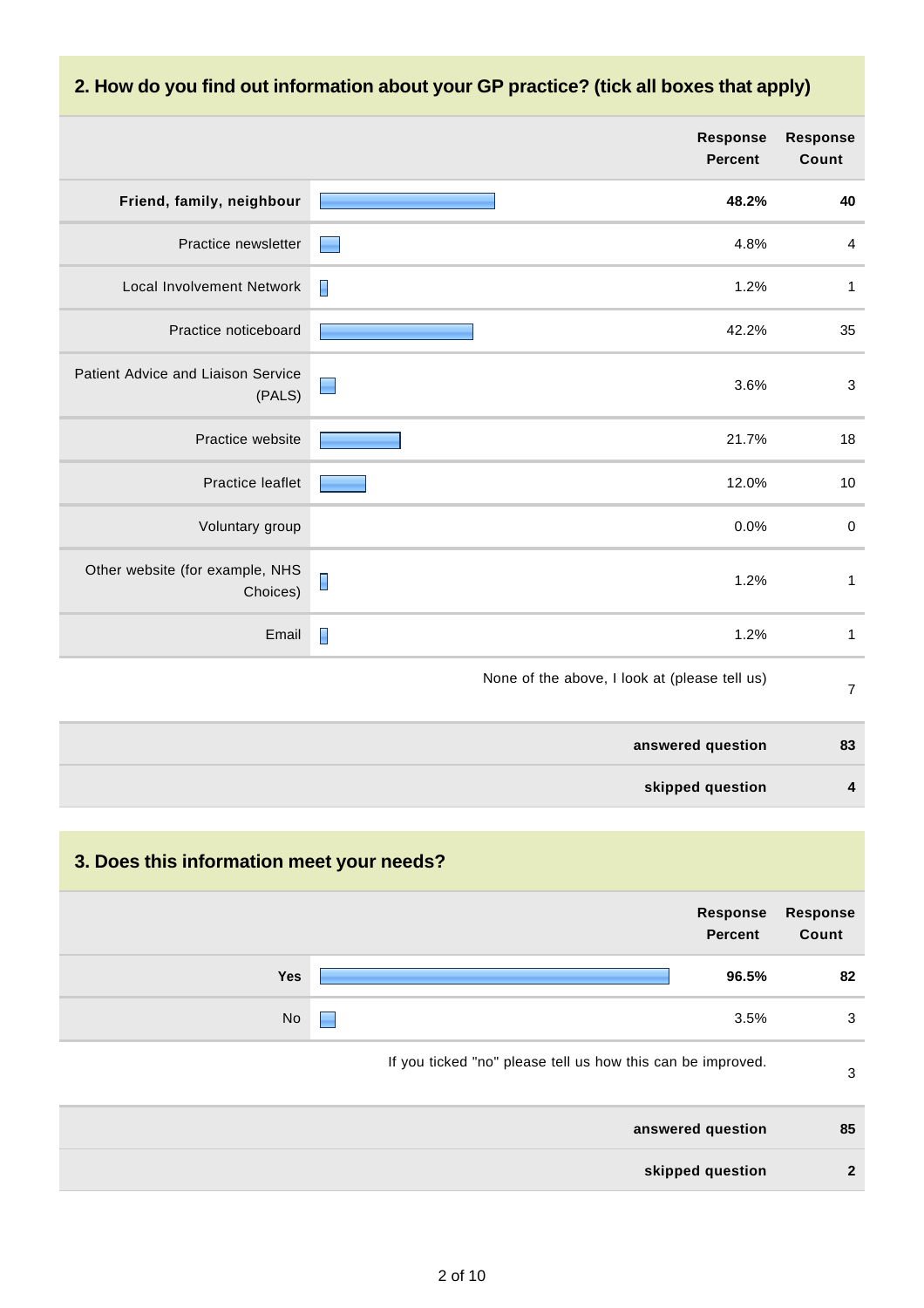## 2. How do you find out information about your GP practice? (tick all boxes that apply)

| | Response Percent | Response Count |
|---|---|---|
| **Friend, family, neighbour** | **48.2%** | **40** |
| Practice newsletter | 4.8% | 4 |
| Local Involvement Network | 1.2% | 1 |
| Practice noticeboard | 42.2% | 35 |
| Patient Advice and Liaison Service (PALS) | 3.6% | 3 |
| Practice website | 21.7% | 18 |
| Practice leaflet | 12.0% | 10 |
| Voluntary group | 0.0% | 0 |
| Other website (for example, NHS Choices) | 1.2% | 1 |
| Email | 1.2% | 1 |
| None of the above, I look at (please tell us) | | 7 |
| **answered question** | | **83** |
| **skipped question** | | **4** |

## 3. Does this information meet your needs?

| | Response Percent | Response Count |
|---|---|---|
| **Yes** | **96.5%** | **82** |
| No | 3.5% | 3 |
| If you ticked "no" please tell us how this can be improved. | | 3 |
| **answered question** | | **85** |
| **skipped question** | | **2** |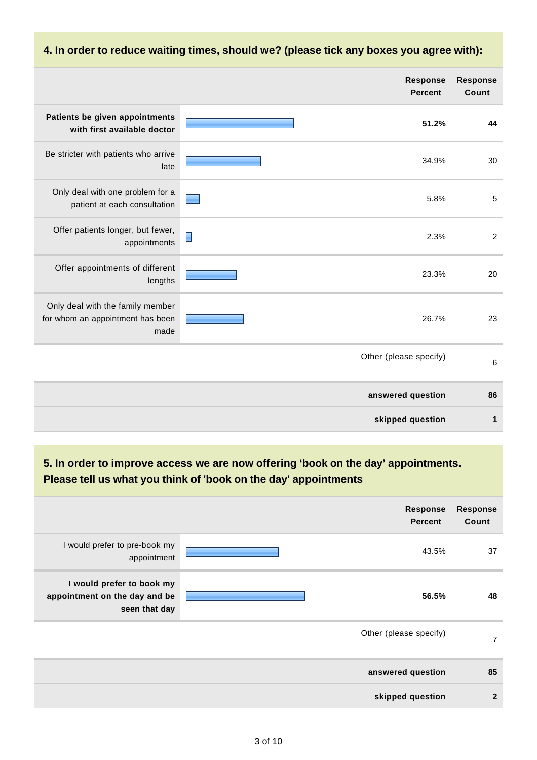## 4. In order to reduce waiting times, should we? (please tick any boxes you agree with):

| | Response Percent | Response Count |
|---|---|---|
| **Patients be given appointments with first available doctor** | **51.2%** | **44** |
| Be stricter with patients who arrive late | 34.9% | 30 |
| Only deal with one problem for a patient at each consultation | 5.8% | 5 |
| Offer patients longer, but fewer, appointments | 2.3% | 2 |
| Offer appointments of different lengths | 23.3% | 20 |
| Only deal with the family member for whom an appointment has been made | 26.7% | 23 |
| | Other (please specify) | 6 |
| | **answered question** | **86** |
| | **skipped question** | **1** |

## 5. In order to improve access we are now offering 'book on the day' appointments. Please tell us what you think of 'book on the day' appointments

| | Response Percent | Response Count |
|---|---|---|
| I would prefer to pre-book my appointment | 43.5% | 37 |
| **I would prefer to book my appointment on the day and be seen that day** | **56.5%** | **48** |
| | Other (please specify) | 7 |
| | **answered question** | **85** |
| | **skipped question** | **2** |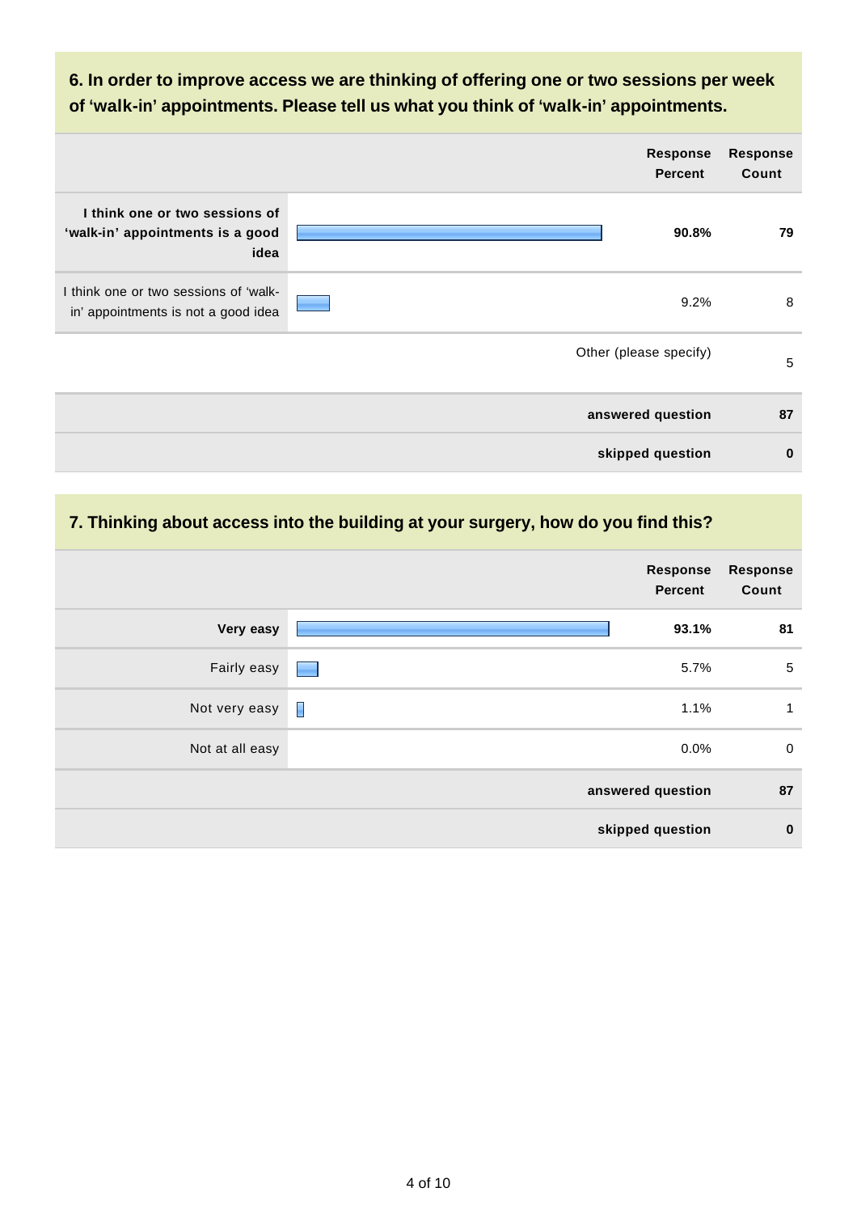### 6. In order to improve access we are thinking of offering one or two sessions per week of 'walk-in' appointments. Please tell us what you think of 'walk-in' appointments.

| | Response Percent | Response Count |
|---|---|---|
| **I think one or two sessions of 'walk-in' appointments is a good idea** | **90.8%** | **79** |
| I think one or two sessions of 'walk-in' appointments is not a good idea | 9.2% | 8 |
| Other (please specify) | | 5 |
| **answered question** | | **87** |
| **skipped question** | | **0** |

### 7. Thinking about access into the building at your surgery, how do you find this?

| | Response Percent | Response Count |
|---|---|---|
| **Very easy** | **93.1%** | **81** |
| Fairly easy | 5.7% | 5 |
| Not very easy | 1.1% | 1 |
| Not at all easy | 0.0% | 0 |
| **answered question** | | **87** |
| **skipped question** | | **0** |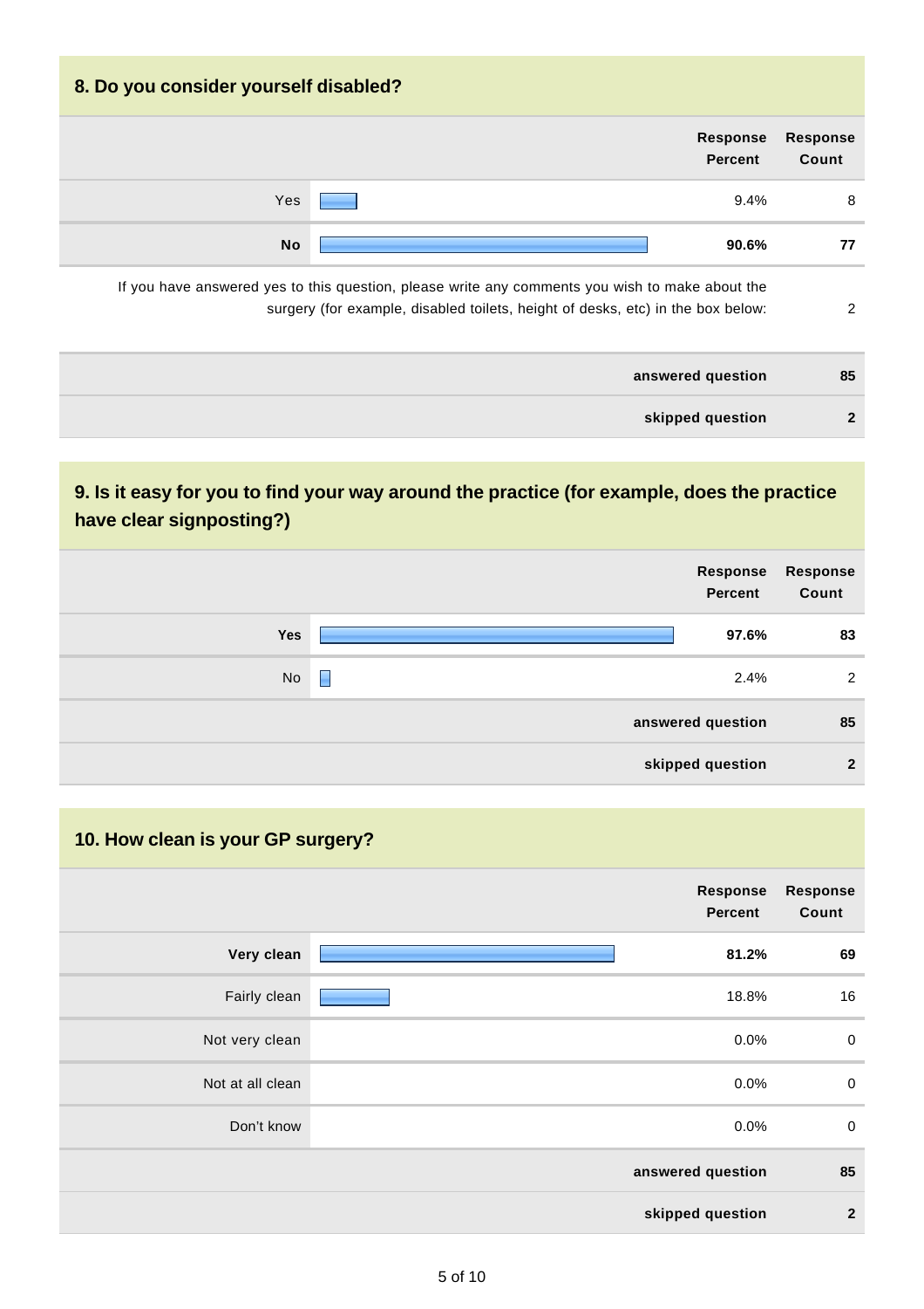## 8. Do you consider yourself disabled?

| | Response Percent | Response Count |
|---|---|---|
| Yes | 9.4% | 8 |
| **No** | **90.6%** | **77** |
| If you have answered yes to this question, please write any comments you wish to make about the surgery (for example, disabled toilets, height of desks, etc) in the box below: | | 2 |
| **answered question** | | **85** |
| **skipped question** | | **2** |

## 9. Is it easy for you to find your way around the practice (for example, does the practice have clear signposting?)

| | Response Percent | Response Count |
|---|---|---|
| **Yes** | **97.6%** | **83** |
| No | 2.4% | 2 |
| **answered question** | | **85** |
| **skipped question** | | **2** |

## 10. How clean is your GP surgery?

| | Response Percent | Response Count |
|---|---|---|
| **Very clean** | **81.2%** | **69** |
| Fairly clean | 18.8% | 16 |
| Not very clean | 0.0% | 0 |
| Not at all clean | 0.0% | 0 |
| Don't know | 0.0% | 0 |
| **answered question** | | **85** |
| **skipped question** | | **2** |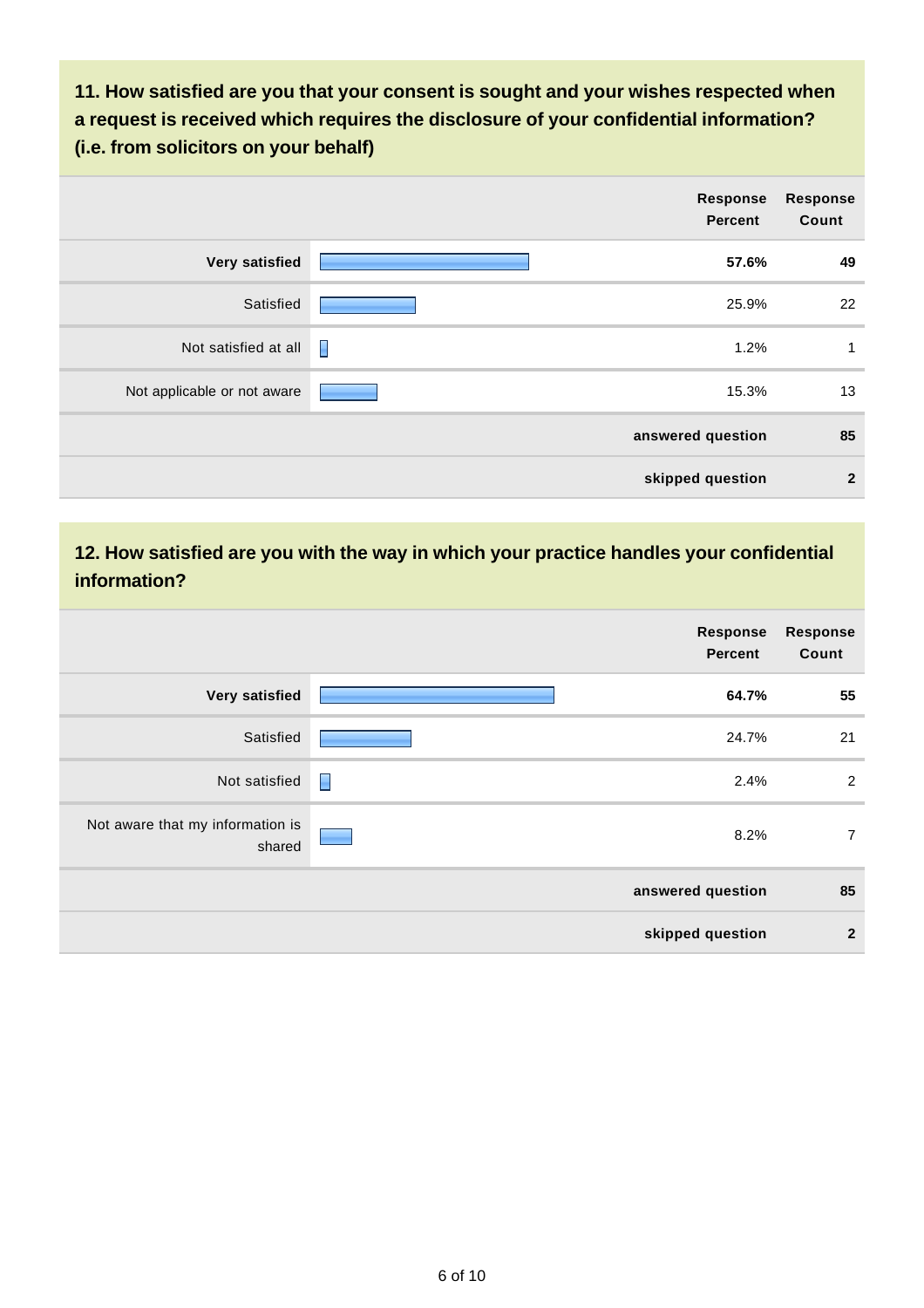### 11. How satisfied are you that your consent is sought and your wishes respected when a request is received which requires the disclosure of your confidential information? (i.e. from solicitors on your behalf)

| | Response Percent | Response Count |
|---|---|---|
| **Very satisfied** | **57.6%** | **49** |
| Satisfied | 25.9% | 22 |
| Not satisfied at all | 1.2% | 1 |
| Not applicable or not aware | 15.3% | 13 |
| **answered question** | | **85** |
| **skipped question** | | **2** |

### 12. How satisfied are you with the way in which your practice handles your confidential information?

| | Response Percent | Response Count |
|---|---|---|
| **Very satisfied** | **64.7%** | **55** |
| Satisfied | 24.7% | 21 |
| Not satisfied | 2.4% | 2 |
| Not aware that my information is shared | 8.2% | 7 |
| **answered question** | | **85** |
| **skipped question** | | **2** |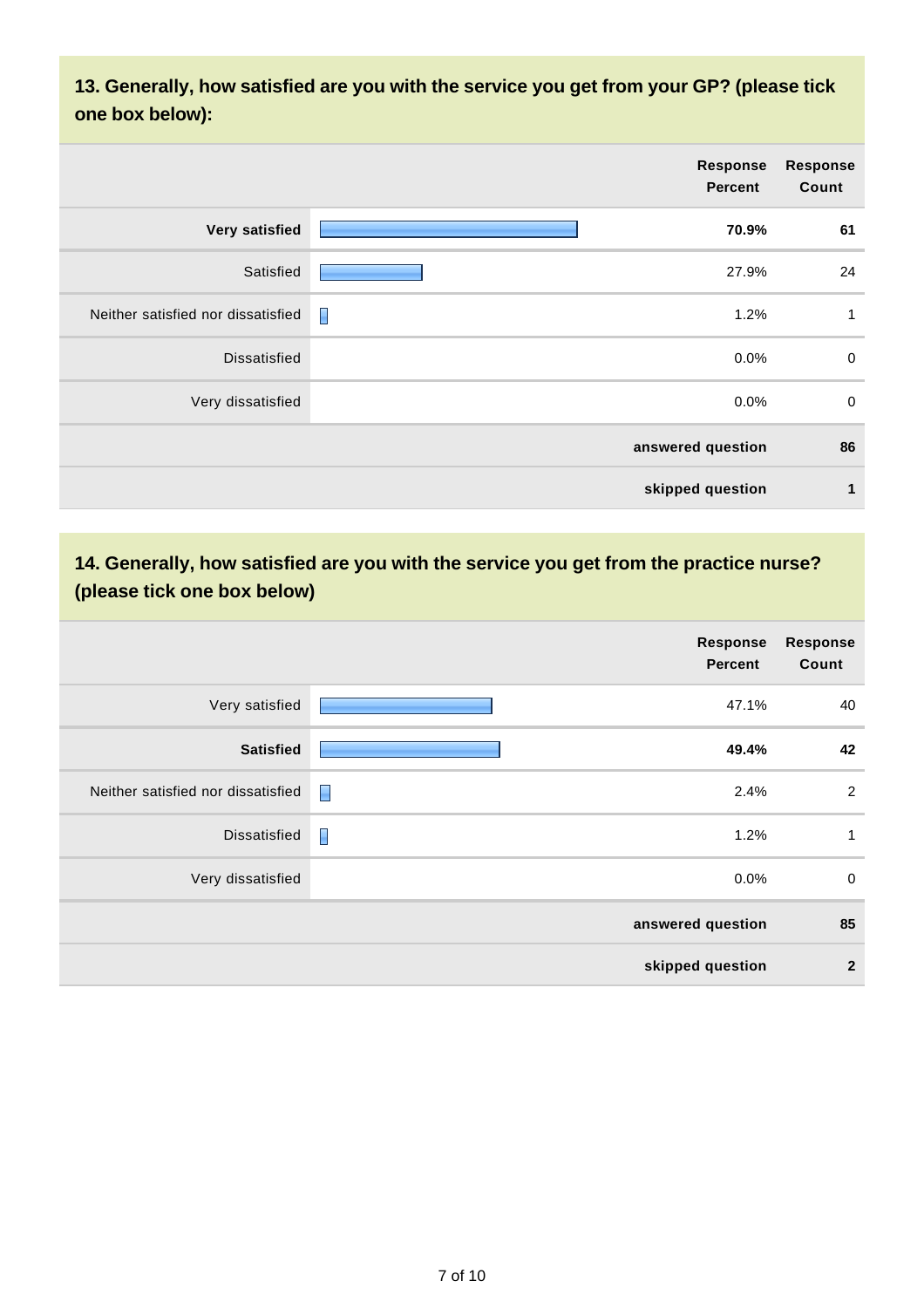## 13. Generally, how satisfied are you with the service you get from your GP? (please tick one box below):

| | Response Percent | Response Count |
|---|---|---|
| **Very satisfied** | **70.9%** | **61** |
| Satisfied | 27.9% | 24 |
| Neither satisfied nor dissatisfied | 1.2% | 1 |
| Dissatisfied | 0.0% | 0 |
| Very dissatisfied | 0.0% | 0 |
| | **answered question** | **86** |
| | **skipped question** | **1** |

## 14. Generally, how satisfied are you with the service you get from the practice nurse? (please tick one box below)

| | Response Percent | Response Count |
|---|---|---|
| Very satisfied | 47.1% | 40 |
| **Satisfied** | **49.4%** | **42** |
| Neither satisfied nor dissatisfied | 2.4% | 2 |
| Dissatisfied | 1.2% | 1 |
| Very dissatisfied | 0.0% | 0 |
| | **answered question** | **85** |
| | **skipped question** | **2** |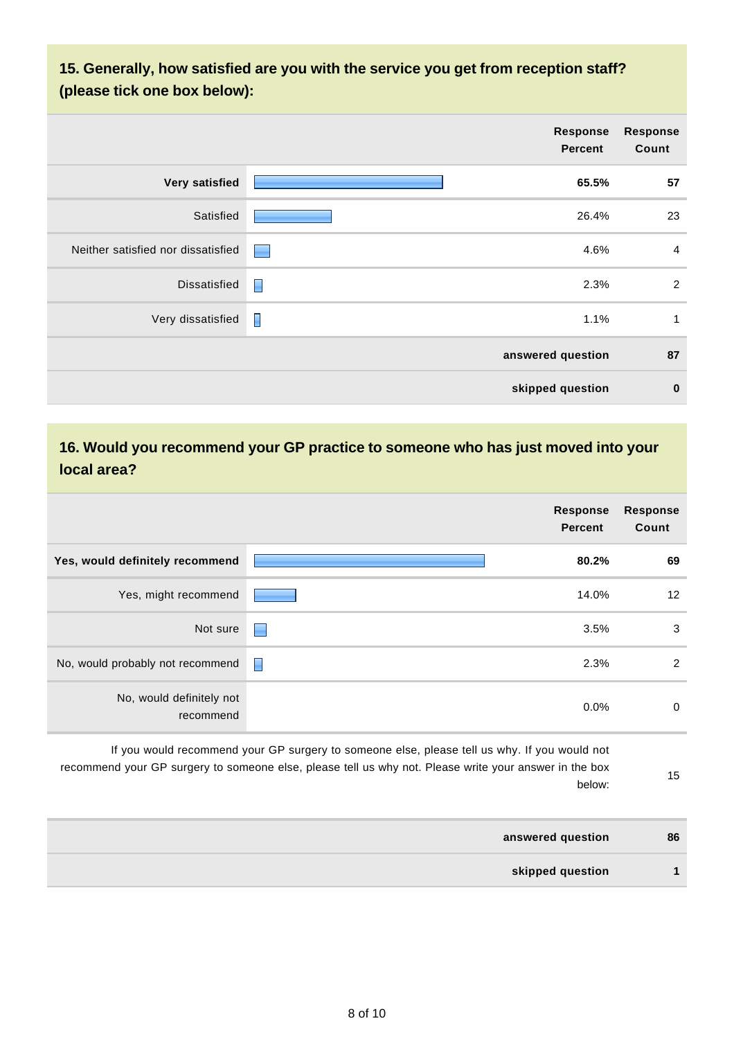## 15. Generally, how satisfied are you with the service you get from reception staff? (please tick one box below):

| | Response Percent | Response Count |
|---|---|---|
| **Very satisfied** | **65.5%** | **57** |
| Satisfied | 26.4% | 23 |
| Neither satisfied nor dissatisfied | 4.6% | 4 |
| Dissatisfied | 2.3% | 2 |
| Very dissatisfied | 1.1% | 1 |
| **answered question** | | **87** |
| **skipped question** | | **0** |

## 16. Would you recommend your GP practice to someone who has just moved into your local area?

| | Response Percent | Response Count |
|---|---|---|
| **Yes, would definitely recommend** | **80.2%** | **69** |
| Yes, might recommend | 14.0% | 12 |
| Not sure | 3.5% | 3 |
| No, would probably not recommend | 2.3% | 2 |
| No, would definitely not recommend | 0.0% | 0 |
| If you would recommend your GP surgery to someone else, please tell us why. If you would not recommend your GP surgery to someone else, please tell us why not. Please write your answer in the box below: | | 15 |
| **answered question** | | **86** |
| **skipped question** | | **1** |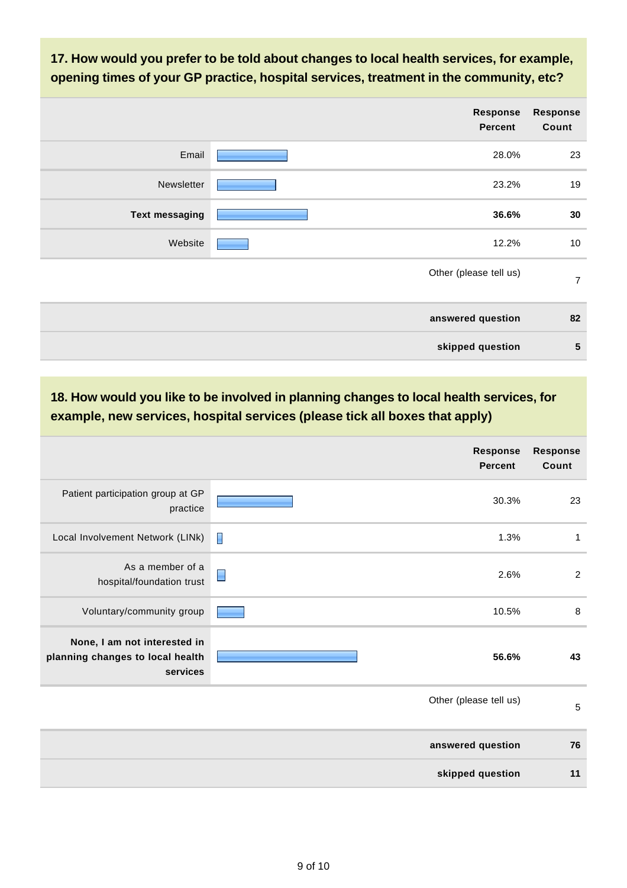**17. How would you prefer to be told about changes to local health services, for example, opening times of your GP practice, hospital services, treatment in the community, etc?**

| | Response Percent | Response Count |
|---|---|---|
| Email | 28.0% | 23 |
| Newsletter | 23.2% | 19 |
| **Text messaging** | **36.6%** | **30** |
| Website | 12.2% | 10 |
| Other (please tell us) | | 7 |
| **answered question** | | **82** |
| **skipped question** | | **5** |

**18. How would you like to be involved in planning changes to local health services, for example, new services, hospital services (please tick all boxes that apply)**

| | Response Percent | Response Count |
|---|---|---|
| Patient participation group at GP practice | 30.3% | 23 |
| Local Involvement Network (LINk) | 1.3% | 1 |
| As a member of a hospital/foundation trust | 2.6% | 2 |
| Voluntary/community group | 10.5% | 8 |
| **None, I am not interested in planning changes to local health services** | **56.6%** | **43** |
| Other (please tell us) | | 5 |
| **answered question** | | **76** |
| **skipped question** | | **11** |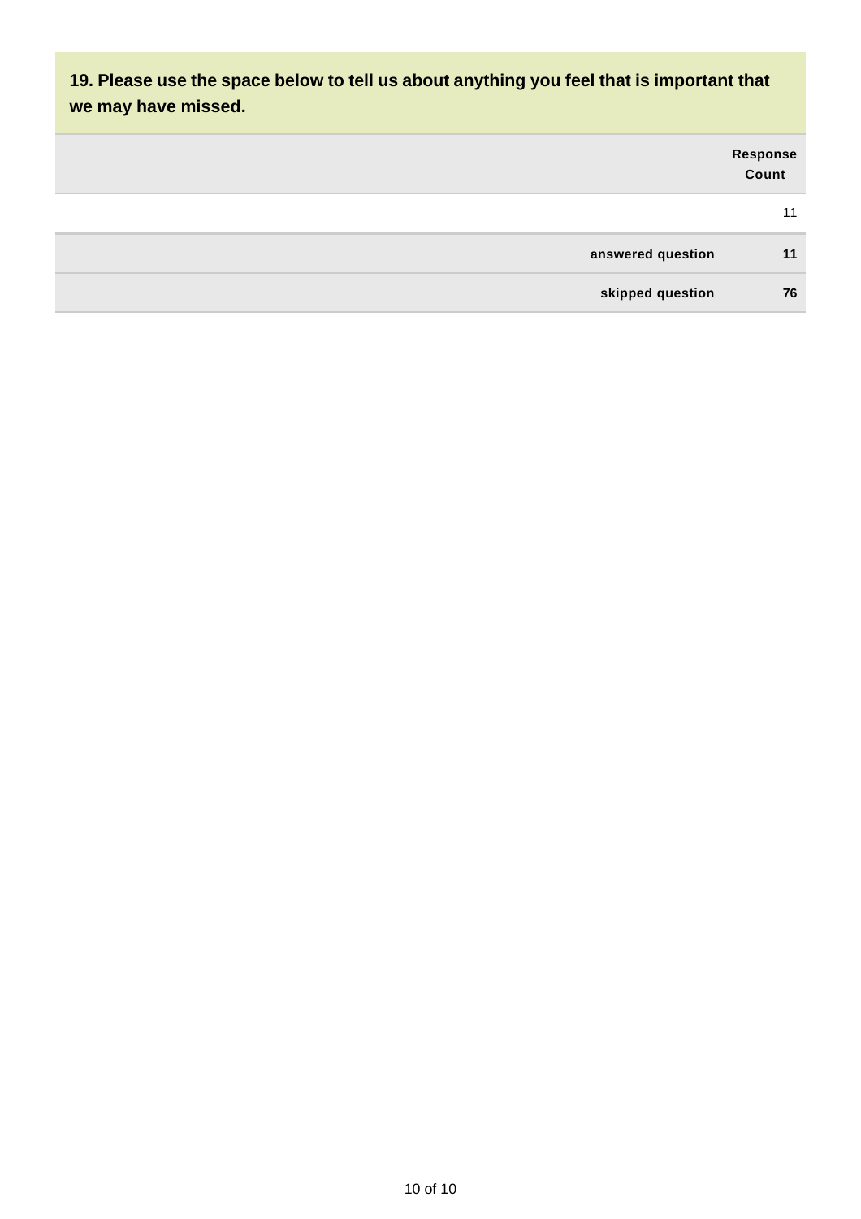**19. Please use the space below to tell us about anything you feel that is important that we may have missed.**

| | | Response Count |
|---|---|---|
| | | 11 |
| | answered question | 11 |
| | skipped question | 76 |